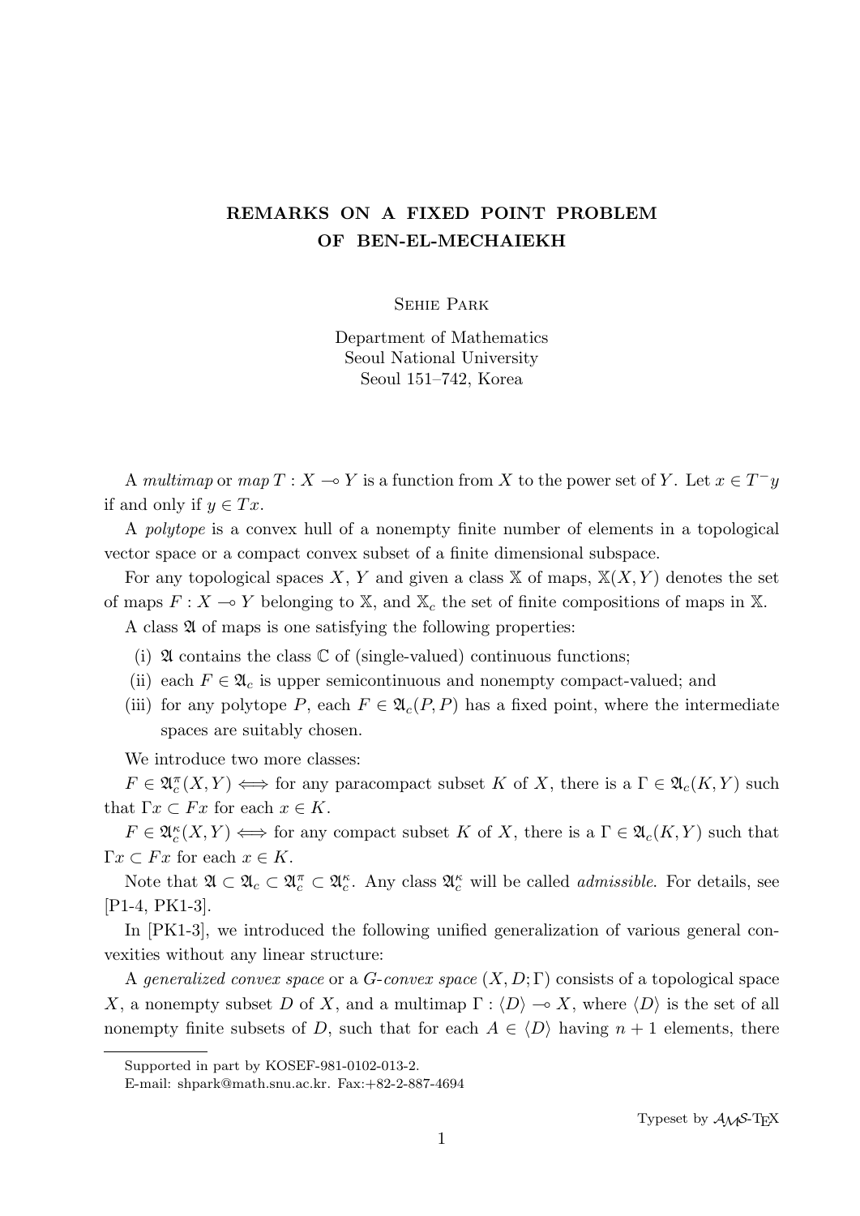# REMARKS ON A FIXED POINT PROBLEM OF BEN-EL-MECHAIEKH

Sehie Park

Department of Mathematics
Seoul National University
Seoul 151–742, Korea

A *multimap* or *map* $T : X \multimap Y$ is a function from $X$ to the power set of $Y$. Let $x \in T^{-}y$ if and only if $y \in Tx$.

A *polytope* is a convex hull of a nonempty finite number of elements in a topological vector space or a compact convex subset of a finite dimensional subspace.

For any topological spaces $X$, $Y$ and given a class $\mathbb{X}$ of maps, $\mathbb{X}(X, Y)$ denotes the set of maps $F : X \multimap Y$ belonging to $\mathbb{X}$, and $\mathbb{X}_c$ the set of finite compositions of maps in $\mathbb{X}$.

A class $\mathfrak{A}$ of maps is one satisfying the following properties:

(i) $\mathfrak{A}$ contains the class $\mathbb{C}$ of (single-valued) continuous functions;
(ii) each $F \in \mathfrak{A}_c$ is upper semicontinuous and nonempty compact-valued; and
(iii) for any polytope $P$, each $F \in \mathfrak{A}_c(P, P)$ has a fixed point, where the intermediate spaces are suitably chosen.

We introduce two more classes:

$F \in \mathfrak{A}_c^{\pi}(X, Y) \iff$ for any paracompact subset $K$ of $X$, there is a $\Gamma \in \mathfrak{A}_c(K, Y)$ such that $\Gamma x \subset Fx$ for each $x \in K$.

$F \in \mathfrak{A}_c^{\kappa}(X, Y) \iff$ for any compact subset $K$ of $X$, there is a $\Gamma \in \mathfrak{A}_c(K, Y)$ such that $\Gamma x \subset Fx$ for each $x \in K$.

Note that $\mathfrak{A} \subset \mathfrak{A}_c \subset \mathfrak{A}_c^{\pi} \subset \mathfrak{A}_c^{\kappa}$. Any class $\mathfrak{A}_c^{\kappa}$ will be called *admissible*. For details, see [P1-4, PK1-3].

In [PK1-3], we introduced the following unified generalization of various general convexities without any linear structure:

A *generalized convex space* or a *G-convex space* $(X, D; \Gamma)$ consists of a topological space $X$, a nonempty subset $D$ of $X$, and a multimap $\Gamma : \langle D \rangle \multimap X$, where $\langle D \rangle$ is the set of all nonempty finite subsets of $D$, such that for each $A \in \langle D \rangle$ having $n + 1$ elements, there

---

Supported in part by KOSEF-981-0102-013-2.

E-mail: shpark@math.snu.ac.kr. Fax:+82-2-887-4694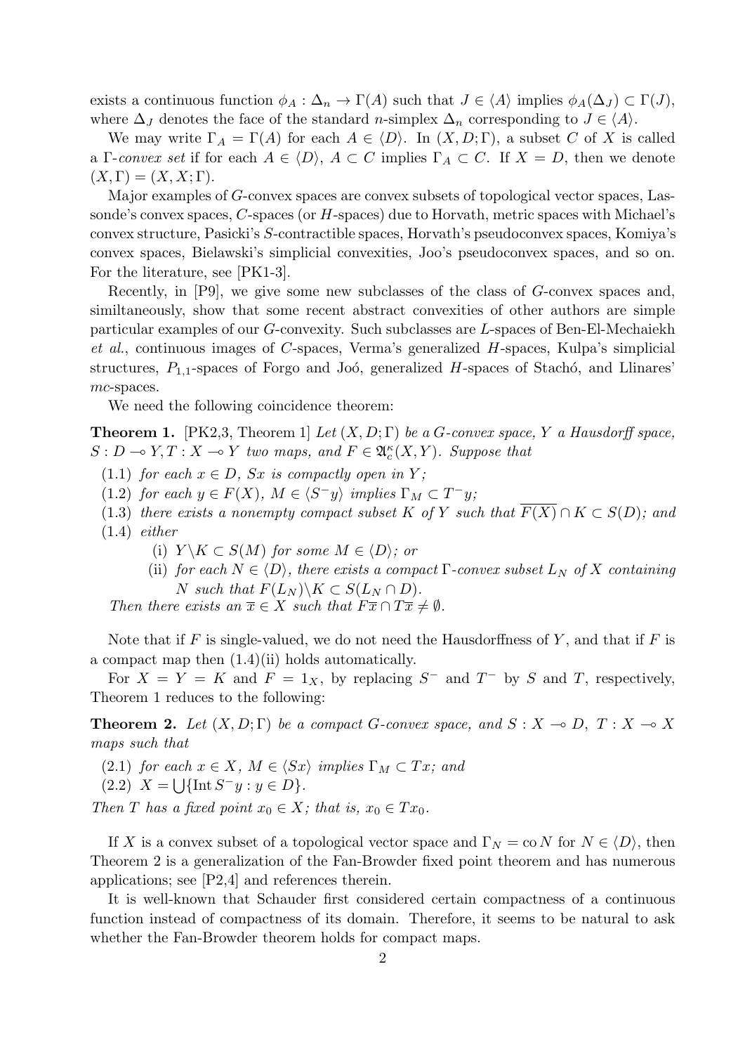exists a continuous function $\phi_A : \Delta_n \to \Gamma(A)$ such that $J \in \langle A \rangle$ implies $\phi_A(\Delta_J) \subset \Gamma(J)$, where $\Delta_J$ denotes the face of the standard $n$-simplex $\Delta_n$ corresponding to $J \in \langle A \rangle$.

We may write $\Gamma_A = \Gamma(A)$ for each $A \in \langle D \rangle$. In $(X, D; \Gamma)$, a subset $C$ of $X$ is called a $\Gamma$-*convex set* if for each $A \in \langle D \rangle$, $A \subset C$ implies $\Gamma_A \subset C$. If $X = D$, then we denote $(X, \Gamma) = (X, X; \Gamma)$.

Major examples of $G$-convex spaces are convex subsets of topological vector spaces, Lassonde's convex spaces, $C$-spaces (or $H$-spaces) due to Horvath, metric spaces with Michael's convex structure, Pasicki's $S$-contractible spaces, Horvath's pseudoconvex spaces, Komiya's convex spaces, Bielawski's simplicial convexities, Joo's pseudoconvex spaces, and so on. For the literature, see [PK1-3].

Recently, in [P9], we give some new subclasses of the class of $G$-convex spaces and, similtaneously, show that some recent abstract convexities of other authors are simple particular examples of our $G$-convexity. Such subclasses are $L$-spaces of Ben-El-Mechaiekh *et al.*, continuous images of $C$-spaces, Verma's generalized $H$-spaces, Kulpa's simplicial structures, $P_{1,1}$-spaces of Forgo and Joó, generalized $H$-spaces of Stachó, and Llinares' $mc$-spaces.

We need the following coincidence theorem:

**Theorem 1.** [PK2,3, Theorem 1] *Let $(X, D; \Gamma)$ be a $G$-convex space, $Y$ a Hausdorff space, $S : D \multimap Y, T : X \multimap Y$ two maps, and $F \in \mathfrak{A}_c^{\kappa}(X, Y)$. Suppose that*

(1.1) *for each $x \in D$, $Sx$ is compactly open in $Y$;*

(1.2) *for each $y \in F(X)$, $M \in \langle S^- y \rangle$ implies $\Gamma_M \subset T^- y$;*

(1.3) *there exists a nonempty compact subset $K$ of $Y$ such that $\overline{F(X)} \cap K \subset S(D)$; and*

(1.4) *either*

- (i) *$Y \backslash K \subset S(M)$ for some $M \in \langle D \rangle$; or*
- (ii) *for each $N \in \langle D \rangle$, there exists a compact $\Gamma$-convex subset $L_N$ of $X$ containing $N$ such that $F(L_N) \backslash K \subset S(L_N \cap D)$.*

*Then there exists an $\overline{x} \in X$ such that $F\overline{x} \cap T\overline{x} \neq \emptyset$.*

Note that if $F$ is single-valued, we do not need the Hausdorffness of $Y$, and that if $F$ is a compact map then (1.4)(ii) holds automatically.

For $X = Y = K$ and $F = 1_X$, by replacing $S^-$ and $T^-$ by $S$ and $T$, respectively, Theorem 1 reduces to the following:

**Theorem 2.** *Let $(X, D; \Gamma)$ be a compact $G$-convex space, and $S : X \multimap D$, $T : X \multimap X$ maps such that*

(2.1) *for each $x \in X$, $M \in \langle Sx \rangle$ implies $\Gamma_M \subset Tx$; and*

(2.2) $X = \bigcup \{ \operatorname{Int} S^- y : y \in D \}$.

*Then $T$ has a fixed point $x_0 \in X$; that is, $x_0 \in Tx_0$.*

If $X$ is a convex subset of a topological vector space and $\Gamma_N = \operatorname{co} N$ for $N \in \langle D \rangle$, then Theorem 2 is a generalization of the Fan-Browder fixed point theorem and has numerous applications; see [P2,4] and references therein.

It is well-known that Schauder first considered certain compactness of a continuous function instead of compactness of its domain. Therefore, it seems to be natural to ask whether the Fan-Browder theorem holds for compact maps.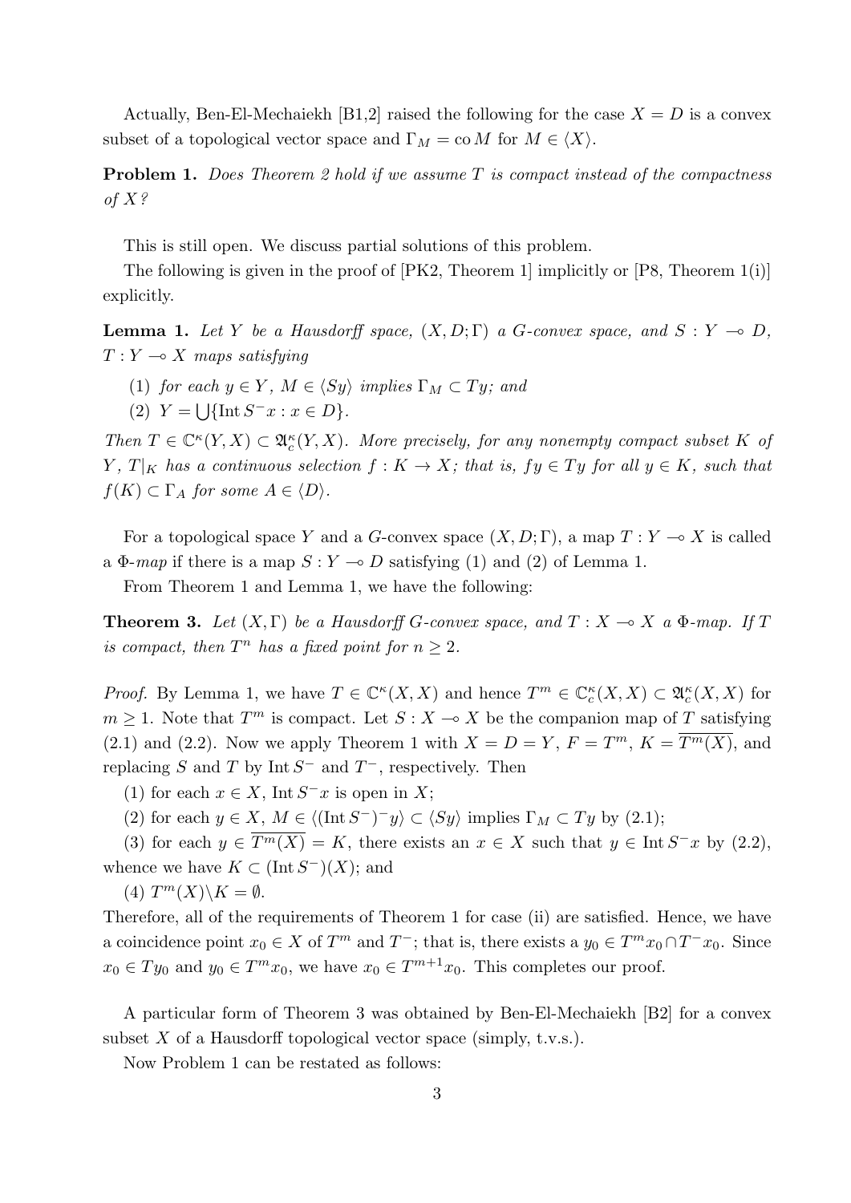Actually, Ben-El-Mechaiekh [B1,2] raised the following for the case $X = D$ is a convex subset of a topological vector space and $\Gamma_M = \operatorname{co} M$ for $M \in \langle X \rangle$.

**Problem 1.** *Does Theorem 2 hold if we assume $T$ is compact instead of the compactness of $X$?*

This is still open. We discuss partial solutions of this problem.

The following is given in the proof of [PK2, Theorem 1] implicitly or [P8, Theorem 1(i)] explicitly.

**Lemma 1.** *Let $Y$ be a Hausdorff space, $(X, D; \Gamma)$ a $G$-convex space, and $S : Y \multimap D$, $T : Y \multimap X$ maps satisfying*

(1) *for each $y \in Y$, $M \in \langle Sy \rangle$ implies $\Gamma_M \subset Ty$; and*

(2) *$Y = \bigcup \{\operatorname{Int} S^- x : x \in D\}$.*

*Then $T \in \mathbb{C}^\kappa(Y, X) \subset \mathfrak{A}_c^\kappa(Y, X)$. More precisely, for any nonempty compact subset $K$ of $Y$, $T|_K$ has a continuous selection $f : K \to X$; that is, $fy \in Ty$ for all $y \in K$, such that $f(K) \subset \Gamma_A$ for some $A \in \langle D \rangle$.*

For a topological space $Y$ and a $G$-convex space $(X, D; \Gamma)$, a map $T : Y \multimap X$ is called a $\Phi$-*map* if there is a map $S : Y \multimap D$ satisfying (1) and (2) of Lemma 1.

From Theorem 1 and Lemma 1, we have the following:

**Theorem 3.** *Let $(X, \Gamma)$ be a Hausdorff $G$-convex space, and $T : X \multimap X$ a $\Phi$-map. If $T$ is compact, then $T^n$ has a fixed point for $n \geq 2$.*

*Proof.* By Lemma 1, we have $T \in \mathbb{C}^\kappa(X, X)$ and hence $T^m \in \mathbb{C}_c^\kappa(X, X) \subset \mathfrak{A}_c^\kappa(X, X)$ for $m \geq 1$. Note that $T^m$ is compact. Let $S : X \multimap X$ be the companion map of $T$ satisfying (2.1) and (2.2). Now we apply Theorem 1 with $X = D = Y$, $F = T^m$, $K = \overline{T^m(X)}$, and replacing $S$ and $T$ by $\operatorname{Int} S^-$ and $T^-$, respectively. Then

(1) for each $x \in X$, $\operatorname{Int} S^- x$ is open in $X$;

(2) for each $y \in X$, $M \in \langle (\operatorname{Int} S^-)^- y \rangle \subset \langle Sy \rangle$ implies $\Gamma_M \subset Ty$ by (2.1);

(3) for each $y \in \overline{T^m(X)} = K$, there exists an $x \in X$ such that $y \in \operatorname{Int} S^- x$ by (2.2), whence we have $K \subset (\operatorname{Int} S^-)(X)$; and

(4) $T^m(X) \backslash K = \emptyset$.

Therefore, all of the requirements of Theorem 1 for case (ii) are satisfied. Hence, we have a coincidence point $x_0 \in X$ of $T^m$ and $T^-$; that is, there exists a $y_0 \in T^m x_0 \cap T^- x_0$. Since $x_0 \in Ty_0$ and $y_0 \in T^m x_0$, we have $x_0 \in T^{m+1} x_0$. This completes our proof.

A particular form of Theorem 3 was obtained by Ben-El-Mechaiekh [B2] for a convex subset $X$ of a Hausdorff topological vector space (simply, t.v.s.).

Now Problem 1 can be restated as follows: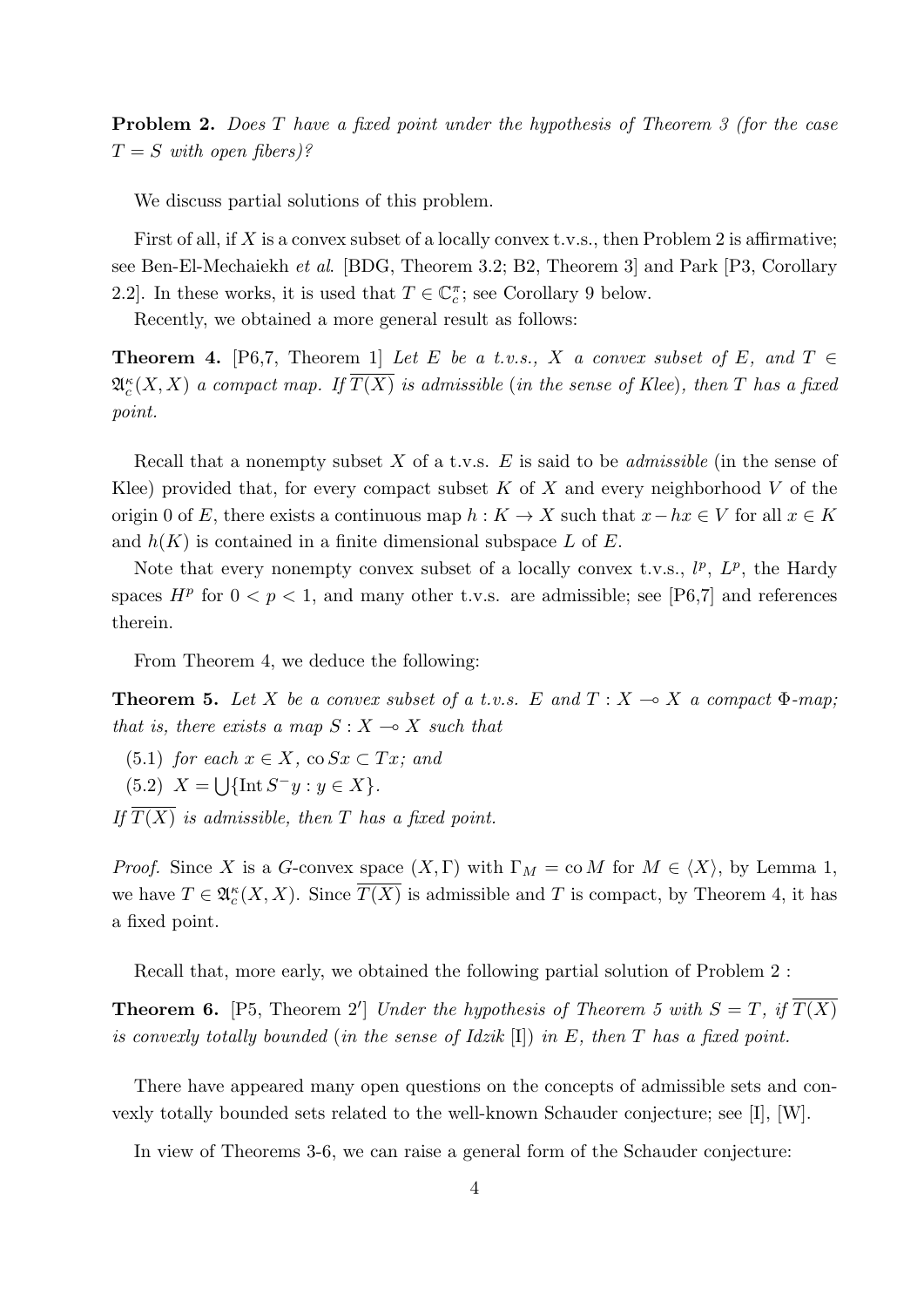**Problem 2.** *Does $T$ have a fixed point under the hypothesis of Theorem 3 (for the case $T = S$ with open fibers)?*

We discuss partial solutions of this problem.

First of all, if $X$ is a convex subset of a locally convex t.v.s., then Problem 2 is affirmative; see Ben-El-Mechaiekh *et al.* [BDG, Theorem 3.2; B2, Theorem 3] and Park [P3, Corollary 2.2]. In these works, it is used that $T \in \mathbb{C}_c^{\pi}$; see Corollary 9 below.

Recently, we obtained a more general result as follows:

**Theorem 4.** [P6,7, Theorem 1] *Let $E$ be a t.v.s., $X$ a convex subset of $E$, and $T \in \mathfrak{A}_c^{\kappa}(X, X)$ a compact map. If $\overline{T(X)}$ is admissible (in the sense of Klee), then $T$ has a fixed point.*

Recall that a nonempty subset $X$ of a t.v.s. $E$ is said to be *admissible* (in the sense of Klee) provided that, for every compact subset $K$ of $X$ and every neighborhood $V$ of the origin 0 of $E$, there exists a continuous map $h : K \to X$ such that $x - hx \in V$ for all $x \in K$ and $h(K)$ is contained in a finite dimensional subspace $L$ of $E$.

Note that every nonempty convex subset of a locally convex t.v.s., $l^p$, $L^p$, the Hardy spaces $H^p$ for $0 < p < 1$, and many other t.v.s. are admissible; see [P6,7] and references therein.

From Theorem 4, we deduce the following:

**Theorem 5.** *Let $X$ be a convex subset of a t.v.s. $E$ and $T : X \multimap X$ a compact $\Phi$-map; that is, there exists a map $S : X \multimap X$ such that*

(5.1) *for each $x \in X$, $\operatorname{co} Sx \subset Tx$; and*

(5.2) $X = \bigcup\{\operatorname{Int} S^{-}y : y \in X\}$.

*If $\overline{T(X)}$ is admissible, then $T$ has a fixed point.*

*Proof.* Since $X$ is a $G$-convex space $(X, \Gamma)$ with $\Gamma_M = \operatorname{co} M$ for $M \in \langle X \rangle$, by Lemma 1, we have $T \in \mathfrak{A}_c^{\kappa}(X, X)$. Since $\overline{T(X)}$ is admissible and $T$ is compact, by Theorem 4, it has a fixed point.

Recall that, more early, we obtained the following partial solution of Problem 2 :

**Theorem 6.** [P5, Theorem 2′] *Under the hypothesis of Theorem 5 with $S = T$, if $\overline{T(X)}$ is convexly totally bounded (in the sense of Idzik [I]) in $E$, then $T$ has a fixed point.*

There have appeared many open questions on the concepts of admissible sets and convexly totally bounded sets related to the well-known Schauder conjecture; see [I], [W].

In view of Theorems 3-6, we can raise a general form of the Schauder conjecture: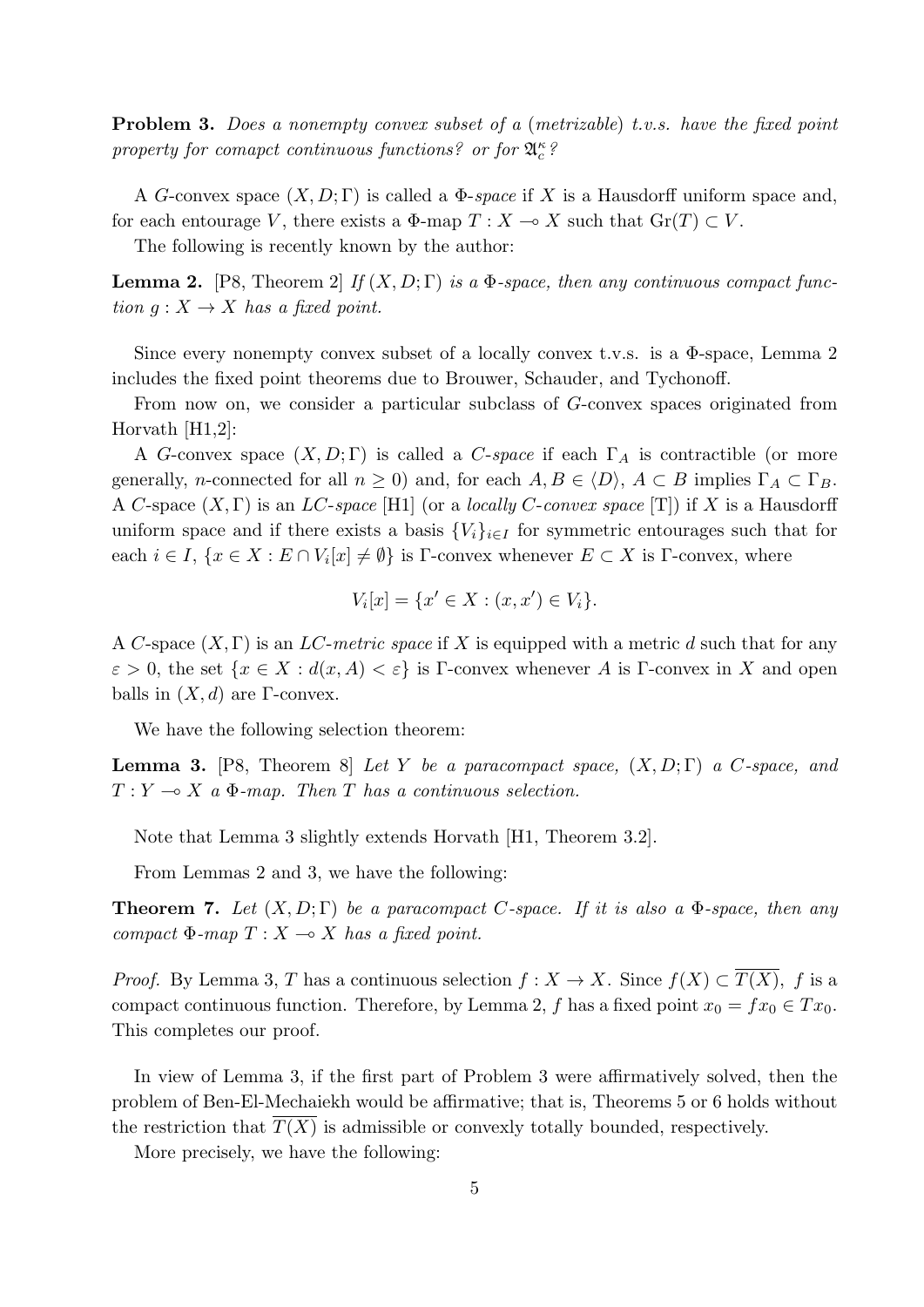**Problem 3.** *Does a nonempty convex subset of a* (*metrizable*) *t.v.s. have the fixed point property for comapct continuous functions? or for* $\mathfrak{A}_c^\kappa$*?*

A $G$-convex space $(X, D; \Gamma)$ is called a $\Phi$-*space* if $X$ is a Hausdorff uniform space and, for each entourage $V$, there exists a $\Phi$-map $T : X \multimap X$ such that $\mathrm{Gr}(T) \subset V$.

The following is recently known by the author:

**Lemma 2.** [P8, Theorem 2] *If $(X, D; \Gamma)$ is a $\Phi$-space, then any continuous compact function $g : X \to X$ has a fixed point.*

Since every nonempty convex subset of a locally convex t.v.s. is a $\Phi$-space, Lemma 2 includes the fixed point theorems due to Brouwer, Schauder, and Tychonoff.

From now on, we consider a particular subclass of $G$-convex spaces originated from Horvath [H1,2]:

A $G$-convex space $(X, D; \Gamma)$ is called a $C$-*space* if each $\Gamma_A$ is contractible (or more generally, $n$-connected for all $n \geq 0$) and, for each $A, B \in \langle D \rangle$, $A \subset B$ implies $\Gamma_A \subset \Gamma_B$. A $C$-space $(X, \Gamma)$ is an *LC-space* [H1] (or a *locally C-convex space* [T]) if $X$ is a Hausdorff uniform space and if there exists a basis $\{V_i\}_{i \in I}$ for symmetric entourages such that for each $i \in I$, $\{x \in X : E \cap V_i[x] \neq \emptyset\}$ is $\Gamma$-convex whenever $E \subset X$ is $\Gamma$-convex, where

$$V_i[x] = \{x' \in X : (x, x') \in V_i\}.$$

A $C$-space $(X, \Gamma)$ is an *LC-metric space* if $X$ is equipped with a metric $d$ such that for any $\varepsilon > 0$, the set $\{x \in X : d(x, A) < \varepsilon\}$ is $\Gamma$-convex whenever $A$ is $\Gamma$-convex in $X$ and open balls in $(X, d)$ are $\Gamma$-convex.

We have the following selection theorem:

**Lemma 3.** [P8, Theorem 8] *Let $Y$ be a paracompact space, $(X, D; \Gamma)$ a $C$-space, and $T : Y \multimap X$ a $\Phi$-map. Then $T$ has a continuous selection.*

Note that Lemma 3 slightly extends Horvath [H1, Theorem 3.2].

From Lemmas 2 and 3, we have the following:

**Theorem 7.** *Let $(X, D; \Gamma)$ be a paracompact $C$-space. If it is also a $\Phi$-space, then any compact $\Phi$-map $T : X \multimap X$ has a fixed point.*

*Proof.* By Lemma 3, $T$ has a continuous selection $f : X \to X$. Since $f(X) \subset \overline{T(X)}$, $f$ is a compact continuous function. Therefore, by Lemma 2, $f$ has a fixed point $x_0 = fx_0 \in Tx_0$. This completes our proof.

In view of Lemma 3, if the first part of Problem 3 were affirmatively solved, then the problem of Ben-El-Mechaiekh would be affirmative; that is, Theorems 5 or 6 holds without the restriction that $\overline{T(X)}$ is admissible or convexly totally bounded, respectively.

More precisely, we have the following: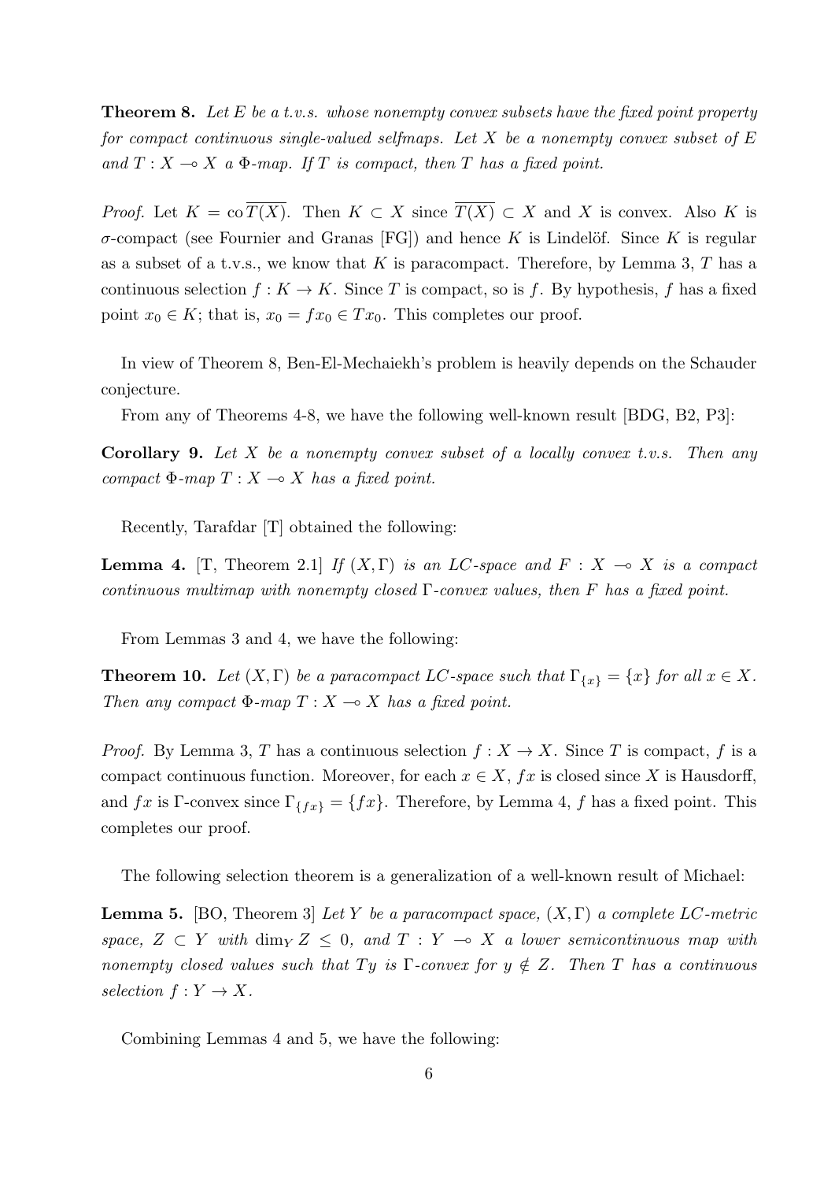**Theorem 8.** *Let $E$ be a t.v.s. whose nonempty convex subsets have the fixed point property for compact continuous single-valued selfmaps. Let $X$ be a nonempty convex subset of $E$ and $T : X \multimap X$ a $\Phi$-map. If $T$ is compact, then $T$ has a fixed point.*

*Proof.* Let $K = \operatorname{co} \overline{T(X)}$. Then $K \subset X$ since $\overline{T(X)} \subset X$ and $X$ is convex. Also $K$ is $\sigma$-compact (see Fournier and Granas [FG]) and hence $K$ is Lindelöf. Since $K$ is regular as a subset of a t.v.s., we know that $K$ is paracompact. Therefore, by Lemma 3, $T$ has a continuous selection $f : K \to K$. Since $T$ is compact, so is $f$. By hypothesis, $f$ has a fixed point $x_0 \in K$; that is, $x_0 = fx_0 \in Tx_0$. This completes our proof.

In view of Theorem 8, Ben-El-Mechaiekh's problem is heavily depends on the Schauder conjecture.

From any of Theorems 4-8, we have the following well-known result [BDG, B2, P3]:

**Corollary 9.** *Let $X$ be a nonempty convex subset of a locally convex t.v.s. Then any compact $\Phi$-map $T : X \multimap X$ has a fixed point.*

Recently, Tarafdar [T] obtained the following:

**Lemma 4.** [T, Theorem 2.1] *If $(X, \Gamma)$ is an LC-space and $F : X \multimap X$ is a compact continuous multimap with nonempty closed $\Gamma$-convex values, then $F$ has a fixed point.*

From Lemmas 3 and 4, we have the following:

**Theorem 10.** *Let $(X, \Gamma)$ be a paracompact LC-space such that $\Gamma_{\{x\}} = \{x\}$ for all $x \in X$. Then any compact $\Phi$-map $T : X \multimap X$ has a fixed point.*

*Proof.* By Lemma 3, $T$ has a continuous selection $f : X \to X$. Since $T$ is compact, $f$ is a compact continuous function. Moreover, for each $x \in X$, $fx$ is closed since $X$ is Hausdorff, and $fx$ is $\Gamma$-convex since $\Gamma_{\{fx\}} = \{fx\}$. Therefore, by Lemma 4, $f$ has a fixed point. This completes our proof.

The following selection theorem is a generalization of a well-known result of Michael:

**Lemma 5.** [BO, Theorem 3] *Let $Y$ be a paracompact space, $(X, \Gamma)$ a complete LC-metric space, $Z \subset Y$ with $\dim_Y Z \leq 0$, and $T : Y \multimap X$ a lower semicontinuous map with nonempty closed values such that $Ty$ is $\Gamma$-convex for $y \notin Z$. Then $T$ has a continuous selection $f : Y \to X$.*

Combining Lemmas 4 and 5, we have the following: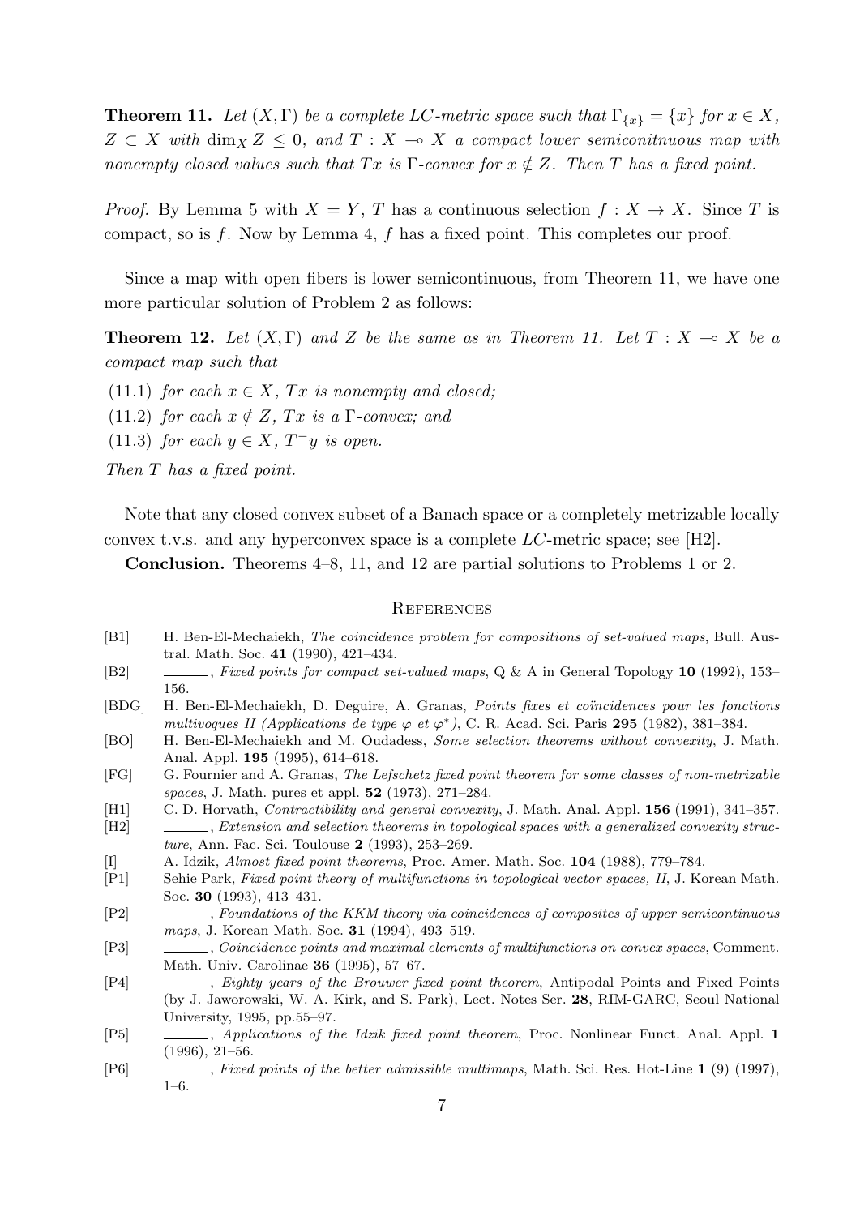**Theorem 11.** *Let $(X, \Gamma)$ be a complete LC-metric space such that $\Gamma_{\{x\}} = \{x\}$ for $x \in X$, $Z \subset X$ with $\dim_X Z \leq 0$, and $T : X \multimap X$ a compact lower semiconitnuous map with nonempty closed values such that $Tx$ is $\Gamma$-convex for $x \notin Z$. Then $T$ has a fixed point.*

*Proof.* By Lemma 5 with $X = Y$, $T$ has a continuous selection $f : X \to X$. Since $T$ is compact, so is $f$. Now by Lemma 4, $f$ has a fixed point. This completes our proof.

Since a map with open fibers is lower semicontinuous, from Theorem 11, we have one more particular solution of Problem 2 as follows:

**Theorem 12.** *Let $(X, \Gamma)$ and $Z$ be the same as in Theorem 11. Let $T : X \multimap X$ be a compact map such that*

(11.1) *for each $x \in X$, $Tx$ is nonempty and closed;*

(11.2) *for each $x \notin Z$, $Tx$ is a $\Gamma$-convex; and*

(11.3) *for each $y \in X$, $T^{-}y$ is open.*

*Then $T$ has a fixed point.*

Note that any closed convex subset of a Banach space or a completely metrizable locally convex t.v.s. and any hyperconvex space is a complete $LC$-metric space; see [H2].

**Conclusion.** Theorems 4–8, 11, and 12 are partial solutions to Problems 1 or 2.

## References

[B1] H. Ben-El-Mechaiekh, *The coincidence problem for compositions of set-valued maps*, Bull. Austral. Math. Soc. **41** (1990), 421–434.

[B2] ______, *Fixed points for compact set-valued maps*, Q & A in General Topology **10** (1992), 153–156.

[BDG] H. Ben-El-Mechaiekh, D. Deguire, A. Granas, *Points fixes et coïncidences pour les fonctions multivoques II (Applications de type $\varphi$ et $\varphi^*$)*, C. R. Acad. Sci. Paris **295** (1982), 381–384.

[BO] H. Ben-El-Mechaiekh and M. Oudadess, *Some selection theorems without convexity*, J. Math. Anal. Appl. **195** (1995), 614–618.

[FG] G. Fournier and A. Granas, *The Lefschetz fixed point theorem for some classes of non-metrizable spaces*, J. Math. pures et appl. **52** (1973), 271–284.

[H1] C. D. Horvath, *Contractibility and general convexity*, J. Math. Anal. Appl. **156** (1991), 341–357.

[H2] ______, *Extension and selection theorems in topological spaces with a generalized convexity structure*, Ann. Fac. Sci. Toulouse **2** (1993), 253–269.

[I] A. Idzik, *Almost fixed point theorems*, Proc. Amer. Math. Soc. **104** (1988), 779–784.

[P1] Sehie Park, *Fixed point theory of multifunctions in topological vector spaces, II*, J. Korean Math. Soc. **30** (1993), 413–431.

[P2] ______, *Foundations of the KKM theory via coincidences of composites of upper semicontinuous maps*, J. Korean Math. Soc. **31** (1994), 493–519.

[P3] ______, *Coincidence points and maximal elements of multifunctions on convex spaces*, Comment. Math. Univ. Carolinae **36** (1995), 57–67.

[P4] ______, *Eighty years of the Brouwer fixed point theorem*, Antipodal Points and Fixed Points (by J. Jaworowski, W. A. Kirk, and S. Park), Lect. Notes Ser. **28**, RIM-GARC, Seoul National University, 1995, pp.55–97.

[P5] ______, *Applications of the Idzik fixed point theorem*, Proc. Nonlinear Funct. Anal. Appl. **1** (1996), 21–56.

[P6] ______, *Fixed points of the better admissible multimaps*, Math. Sci. Res. Hot-Line **1** (9) (1997), 1–6.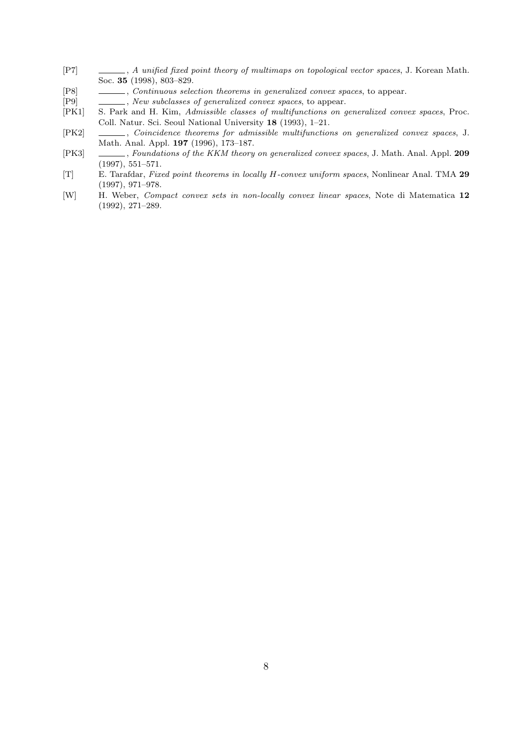[P7] ______, *A unified fixed point theory of multimaps on topological vector spaces*, J. Korean Math. Soc. **35** (1998), 803–829.

[P8] ______, *Continuous selection theorems in generalized convex spaces*, to appear.

[P9] ______, *New subclasses of generalized convex spaces*, to appear.

[PK1] S. Park and H. Kim, *Admissible classes of multifunctions on generalized convex spaces*, Proc. Coll. Natur. Sci. Seoul National University **18** (1993), 1–21.

[PK2] ______, *Coincidence theorems for admissible multifunctions on generalized convex spaces*, J. Math. Anal. Appl. **197** (1996), 173–187.

[PK3] ______, *Foundations of the KKM theory on generalized convex spaces*, J. Math. Anal. Appl. **209** (1997), 551–571.

[T] E. Tarafdar, *Fixed point theorems in locally $H$-convex uniform spaces*, Nonlinear Anal. TMA **29** (1997), 971–978.

[W] H. Weber, *Compact convex sets in non-locally convex linear spaces*, Note di Matematica **12** (1992), 271–289.